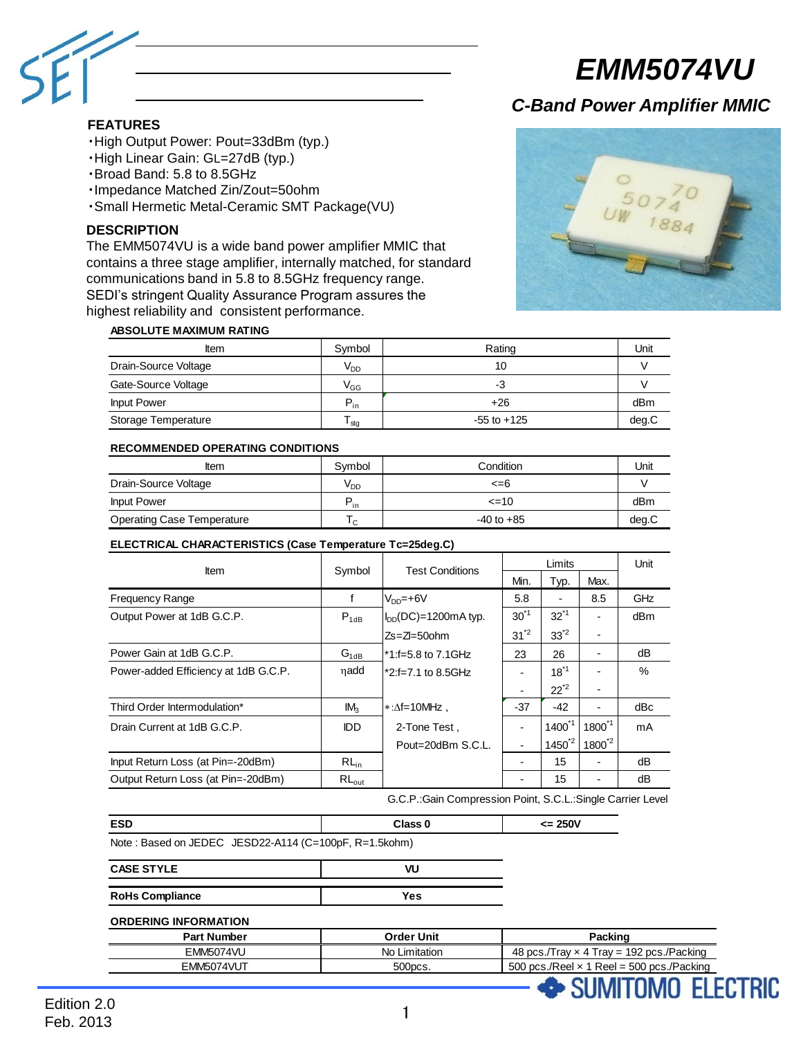# EMM5074VU

## *C-Band Power Amplifier MMIC*

### FEATURES

- High Output Power: Pout=33dBm (typ.)
- High Linear Gain: GL=27dB (typ.)
- Broad Band: 5.8 to 8.5GHz
- Impedance Matched Zin/Zout=50ohm
- Small Hermetic Metal-Ceramic SMT Package(VU)

### DESCRIPTION

The EMM5074VU is a wide band power amplifier MMIC that contains a three stage amplifier, internally matched, for standard communications band in 5.8 to 8.5GHz frequency range. SEDI's stringent Quality Assurance Program assures the highest reliability and consistent performance.

#### ABSOLUTE MAXIMUM RATING

| Item | Symbol | Rating | Unit |
|---|---|---|---|
| Drain-Source Voltage | $V_{DD}$ | 10 | V |
| Gate-Source Voltage | $V_{GG}$ | -3 | V |
| Input Power | $P_{in}$ | +26 | dBm |
| Storage Temperature | $T_{stg}$ | -55 to +125 | deg.C |

#### RECOMMENDED OPERATING CONDITIONS

| Item | Symbol | Condition | Unit |
|---|---|---|---|
| Drain-Source Voltage | $V_{DD}$ | <=6 | V |
| Input Power | $P_{in}$ | <=10 | dBm |
| Operating Case Temperature | $T_C$ | -40 to +85 | deg.C |

#### ELECTRICAL CHARACTERISTICS (Case Temperature Tc=25deg.C)

| Item | Symbol | Test Conditions | Limits | | | Unit |
|---|---|---|---|---|---|---|
| | | | Min. | Typ. | Max. | |
| Frequency Range | f | $V_{DD}$=+6V | 5.8 | - | 8.5 | GHz |
| Output Power at 1dB G.C.P. | $P_{1dB}$ | $I_{DD}$(DC)=1200mA typ. | 30*1 | 32*1 | - | dBm |
| | | Zs=Zl=50ohm | 31*2 | 33*2 | - | |
| Power Gain at 1dB G.C.P. | $G_{1dB}$ | *1:f=5.8 to 7.1GHz | 23 | 26 | - | dB |
| Power-added Efficiency at 1dB G.C.P. | $\eta$add | *2:f=7.1 to 8.5GHz | - | 18*1 | - | % |
| | | | - | 22*2 | - | |
| Third Order Intermodulation* | $IM_3$ | *:Δf=10MHz , | -37 | -42 | - | dBc |
| Drain Current at 1dB G.C.P. | IDD | 2-Tone Test , | - | 1400*1 | 1800*1 | mA |
| | | Pout=20dBm S.C.L. | - | 1450*2 | 1800*2 | |
| Input Return Loss (at Pin=-20dBm) | $RL_{in}$ | | - | 15 | - | dB |
| Output Return Loss (at Pin=-20dBm) | $RL_{out}$ | | - | 15 | - | dB |

G.C.P.:Gain Compression Point, S.C.L.:Single Carrier Level

| ESD | Class 0 | <= 250V |
|---|---|---|

Note : Based on JEDEC JESD22-A114 (C=100pF, R=1.5kohm)

| CASE STYLE | VU |
|---|---|

| RoHs Compliance | Yes |
|---|---|

#### ORDERING INFORMATION

| Part Number | Order Unit | Packing |
|---|---|---|
| EMM5074VU | No Limitation | 48 pcs./Tray × 4 Tray = 192 pcs./Packing |
| EMM5074VUT | 500pcs. | 500 pcs./Reel × 1 Reel = 500 pcs./Packing |

Edition 2.0
Feb. 2013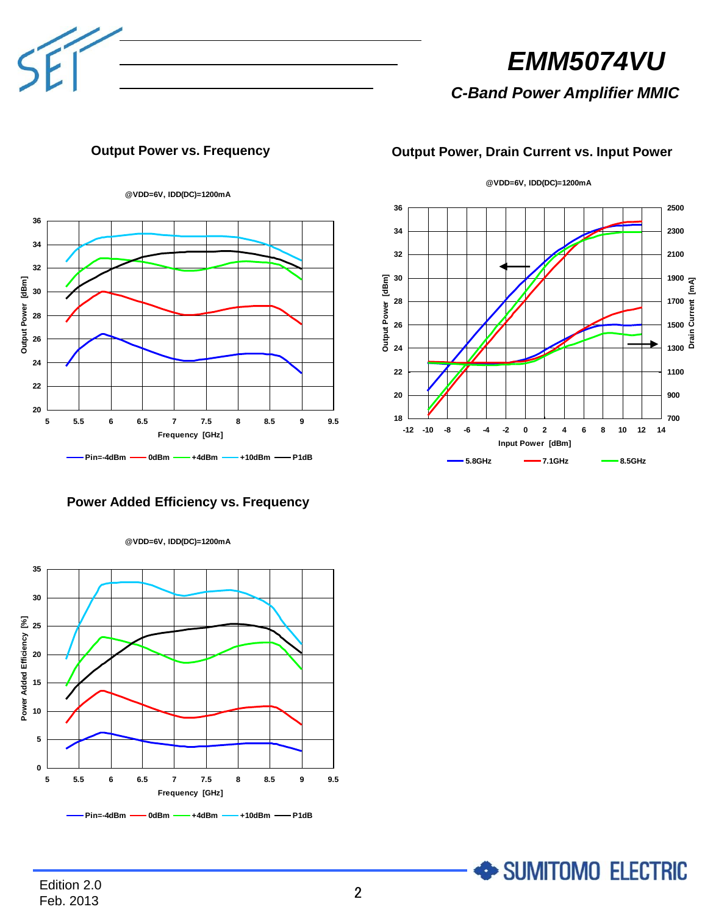## Output Power vs. Frequency

@VDD=6V, IDD(DC)=1200mA

Output Power [dBm] vs. Frequency [GHz]

Pin=-4dBm, 0dBm, +4dBm, +10dBm, P1dB

## Output Power, Drain Current vs. Input Power

@VDD=6V, IDD(DC)=1200mA

Output Power [dBm] / Drain Current [mA] vs. Input Power [dBm]

5.8GHz, 7.1GHz, 8.5GHz

## Power Added Efficiency vs. Frequency

@VDD=6V, IDD(DC)=1200mA

Power Added Efficiency [%] vs. Frequency [GHz]

Pin=-4dBm, 0dBm, +4dBm, +10dBm, P1dB

Edition 2.0
Feb. 2013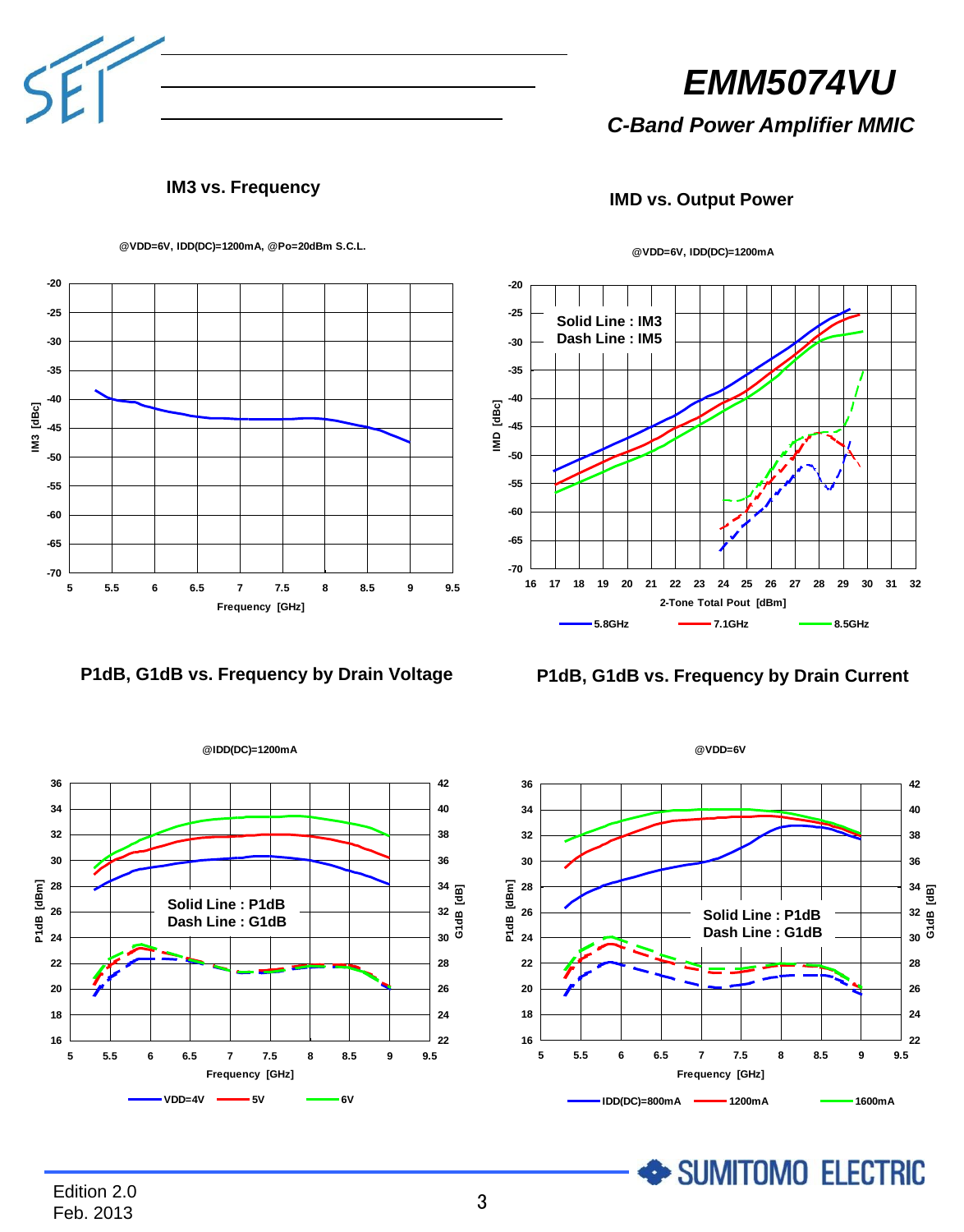## IM3 vs. Frequency

@VDD=6V, IDD(DC)=1200mA, @Po=20dBm S.C.L.

## IMD vs. Output Power

@VDD=6V, IDD(DC)=1200mA

Solid Line : IM3
Dash Line : IM5

## P1dB, G1dB vs. Frequency by Drain Voltage

@IDD(DC)=1200mA

Solid Line : P1dB
Dash Line : G1dB

## P1dB, G1dB vs. Frequency by Drain Current

@VDD=6V

Solid Line : P1dB
Dash Line : G1dB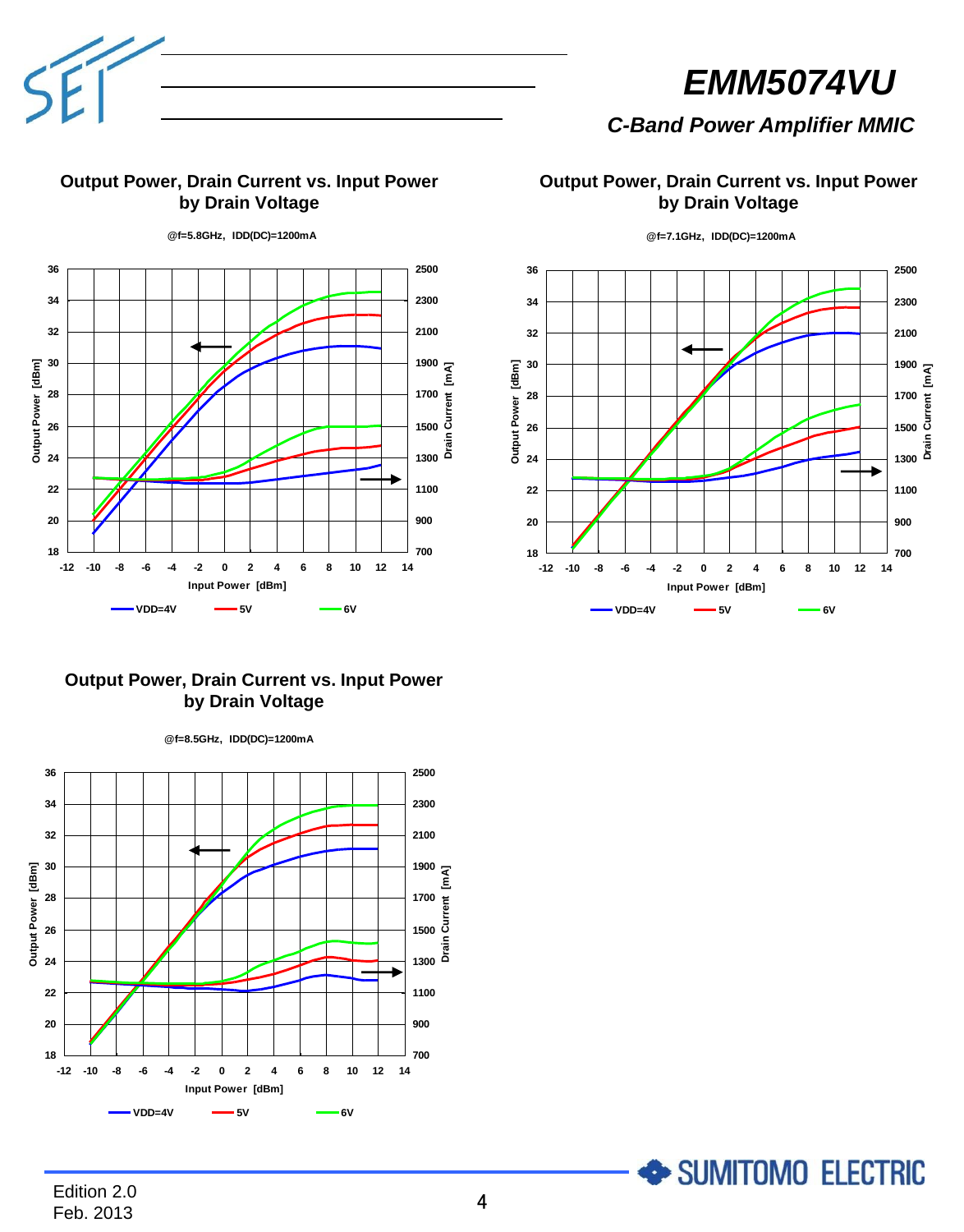# EMM5074VU

*C-Band Power Amplifier MMIC*

## Output Power, Drain Current vs. Input Power by Drain Voltage

@f=5.8GHz, IDD(DC)=1200mA

Output Power [dBm] / Drain Current [mA] / Input Power [dBm]

VDD=4V 5V 6V

## Output Power, Drain Current vs. Input Power by Drain Voltage

@f=7.1GHz, IDD(DC)=1200mA

Output Power [dBm] / Drain Current [mA] / Input Power [dBm]

VDD=4V 5V 6V

## Output Power, Drain Current vs. Input Power by Drain Voltage

@f=8.5GHz, IDD(DC)=1200mA

Output Power [dBm] / Drain Current [mA] / Input Power [dBm]

VDD=4V 5V 6V

Edition 2.0
Feb. 2013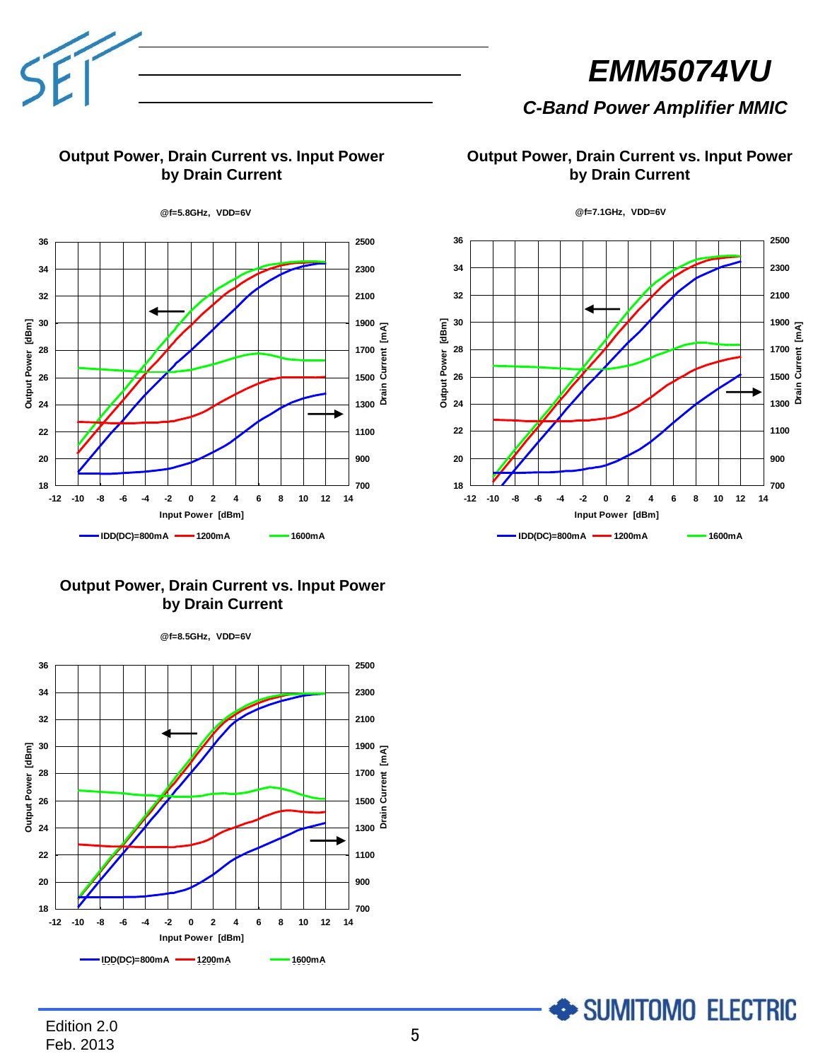## Output Power, Drain Current vs. Input Power by Drain Current

@f=5.8GHz, VDD=6V

Output Power [dBm] / Drain Current [mA] vs. Input Power [dBm]

IDD(DC)=800mA, 1200mA, 1600mA

## Output Power, Drain Current vs. Input Power by Drain Current

@f=7.1GHz, VDD=6V

Output Power [dBm] / Drain Current [mA] vs. Input Power [dBm]

IDD(DC)=800mA, 1200mA, 1600mA

## Output Power, Drain Current vs. Input Power by Drain Current

@f=8.5GHz, VDD=6V

Output Power [dBm] / Drain Current [mA] vs. Input Power [dBm]

IDD(DC)=800mA, 1200mA, 1600mA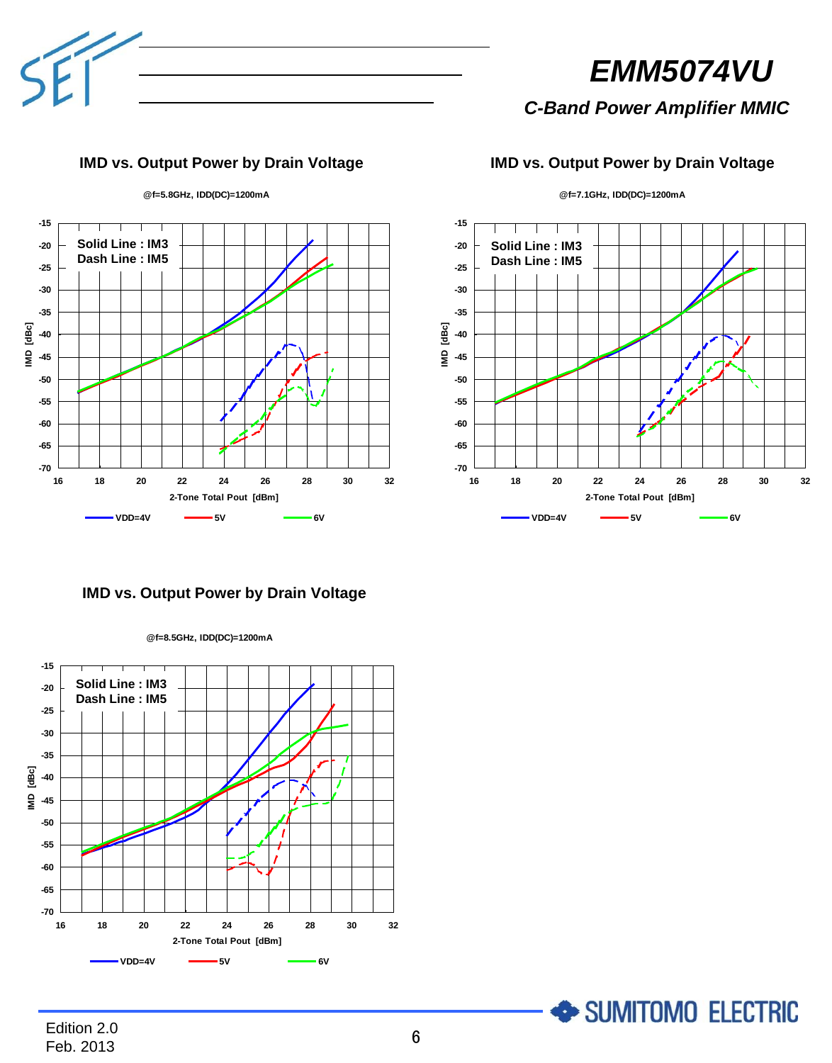### IMD vs. Output Power by Drain Voltage

@f=5.8GHz, IDD(DC)=1200mA

Solid Line : IM3
Dash Line : IM5

IMD [dBc] vs. 2-Tone Total Pout [dBm]

VDD=4V, 5V, 6V

### IMD vs. Output Power by Drain Voltage

@f=7.1GHz, IDD(DC)=1200mA

Solid Line : IM3
Dash Line : IM5

IMD [dBc] vs. 2-Tone Total Pout [dBm]

VDD=4V, 5V, 6V

### IMD vs. Output Power by Drain Voltage

@f=8.5GHz, IDD(DC)=1200mA

Solid Line : IM3
Dash Line : IM5

IMD [dBc] vs. 2-Tone Total Pout [dBm]

VDD=4V, 5V, 6V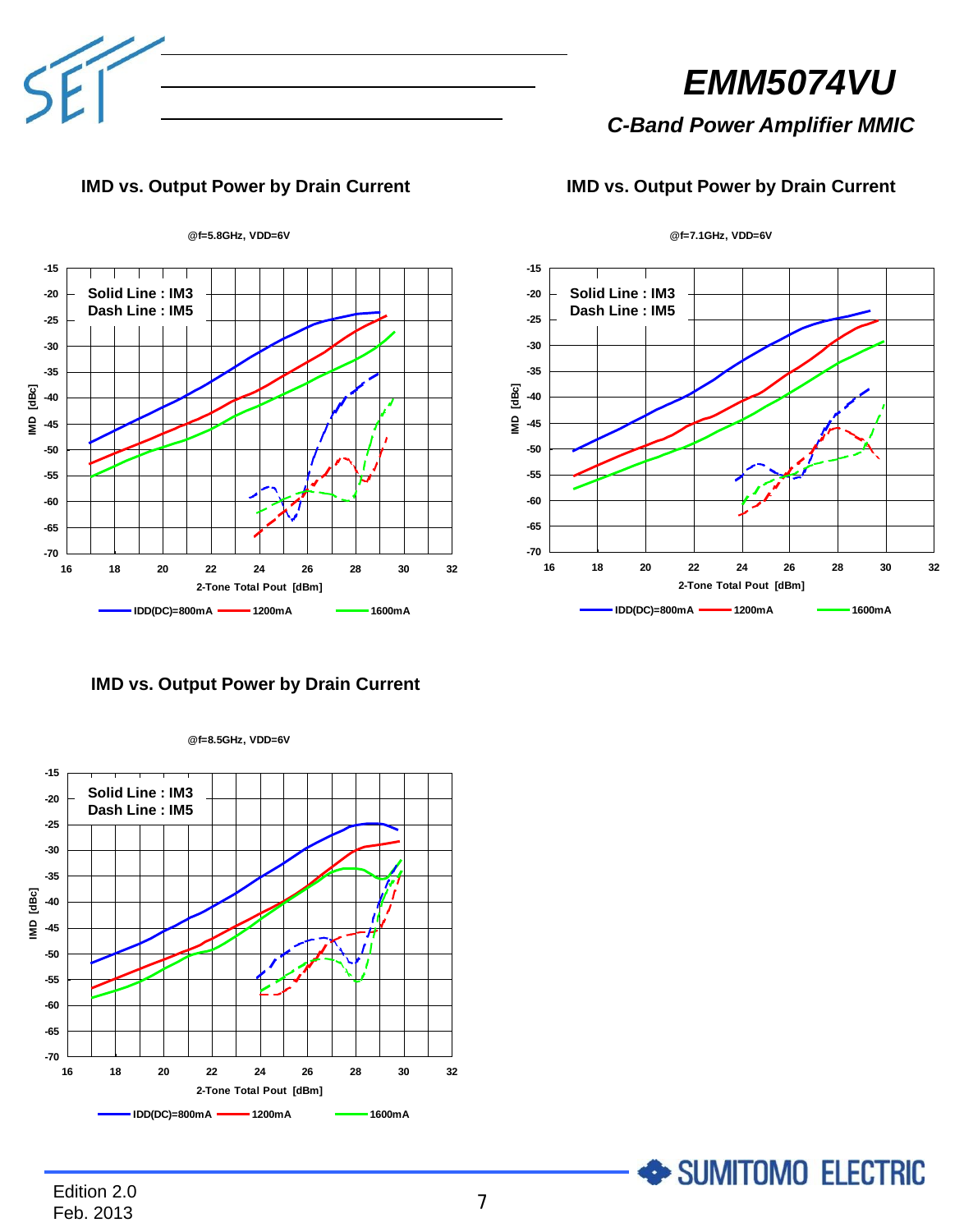# EMM5074VU

*C-Band Power Amplifier MMIC*

### IMD vs. Output Power by Drain Current

@f=5.8GHz, VDD=6V

Solid Line : IM3
Dash Line : IM5

IMD [dBc] vs. 2-Tone Total Pout [dBm]

IDD(DC)=800mA, 1200mA, 1600mA

### IMD vs. Output Power by Drain Current

@f=7.1GHz, VDD=6V

Solid Line : IM3
Dash Line : IM5

IMD [dBc] vs. 2-Tone Total Pout [dBm]

IDD(DC)=800mA, 1200mA, 1600mA

### IMD vs. Output Power by Drain Current

@f=8.5GHz, VDD=6V

Solid Line : IM3
Dash Line : IM5

IMD [dBc] vs. 2-Tone Total Pout [dBm]

IDD(DC)=800mA, 1200mA, 1600mA

Edition 2.0
Feb. 2013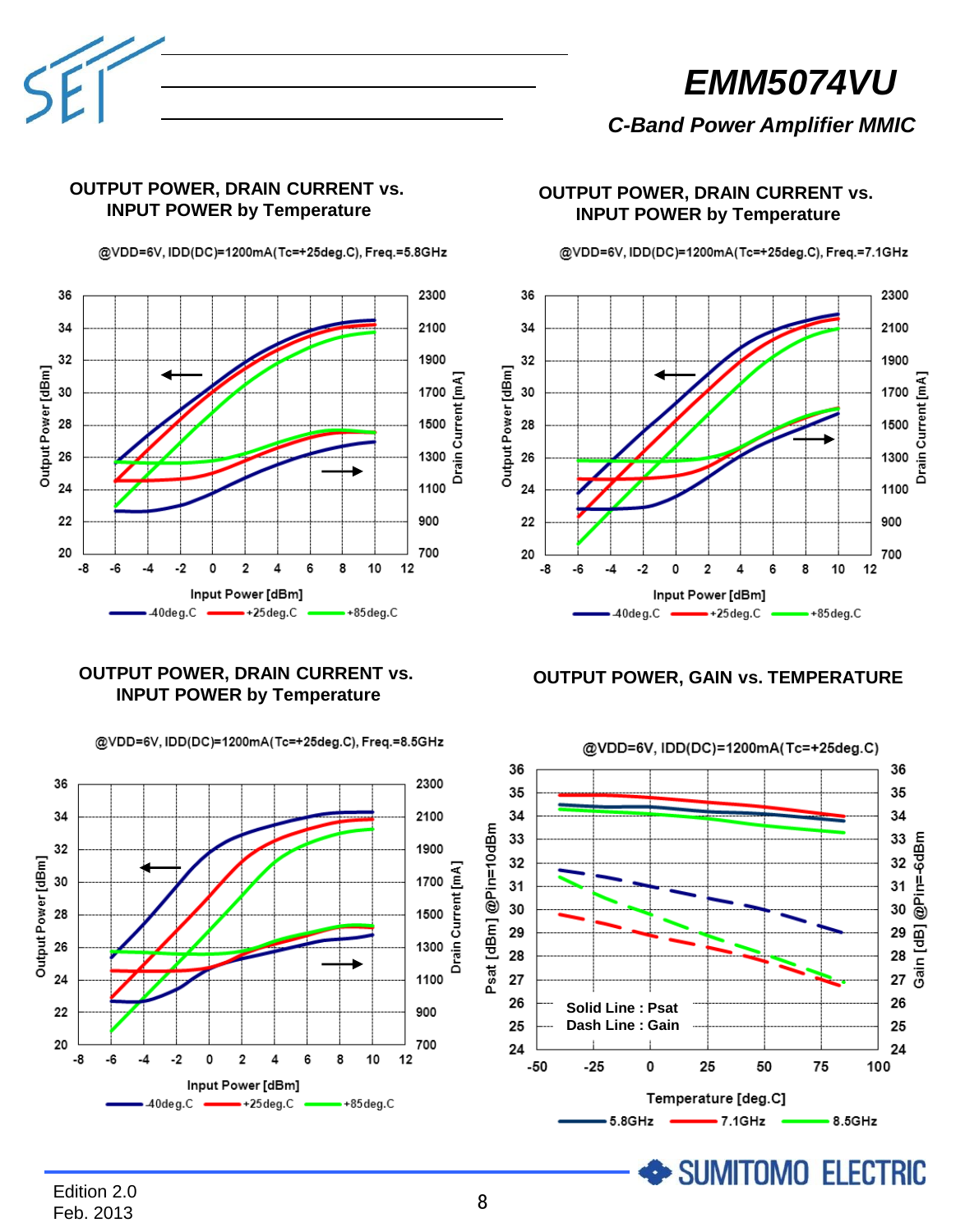# EMM5074VU

*C-Band Power Amplifier MMIC*

## OUTPUT POWER, DRAIN CURRENT vs. INPUT POWER by Temperature

@VDD=6V, IDD(DC)=1200mA(Tc=+25deg.C), Freq.=5.8GHz

Output Power [dBm] / Drain Current [mA] vs. Input Power [dBm]

-40deg.C, +25deg.C, +85deg.C

## OUTPUT POWER, DRAIN CURRENT vs. INPUT POWER by Temperature

@VDD=6V, IDD(DC)=1200mA(Tc=+25deg.C), Freq.=7.1GHz

Output Power [dBm] / Drain Current [mA] vs. Input Power [dBm]

-40deg.C, +25deg.C, +85deg.C

## OUTPUT POWER, DRAIN CURRENT vs. INPUT POWER by Temperature

@VDD=6V, IDD(DC)=1200mA(Tc=+25deg.C), Freq.=8.5GHz

Output Power [dBm] / Drain Current [mA] vs. Input Power [dBm]

-40deg.C, +25deg.C, +85deg.C

## OUTPUT POWER, GAIN vs. TEMPERATURE

@VDD=6V, IDD(DC)=1200mA(Tc=+25deg.C)

Psat [dBm] @Pin=10dBm / Gain [dB] @Pin=-6dBm vs. Temperature [deg.C]

Solid Line : Psat
Dash Line : Gain

5.8GHz, 7.1GHz, 8.5GHz

Edition 2.0
Feb. 2013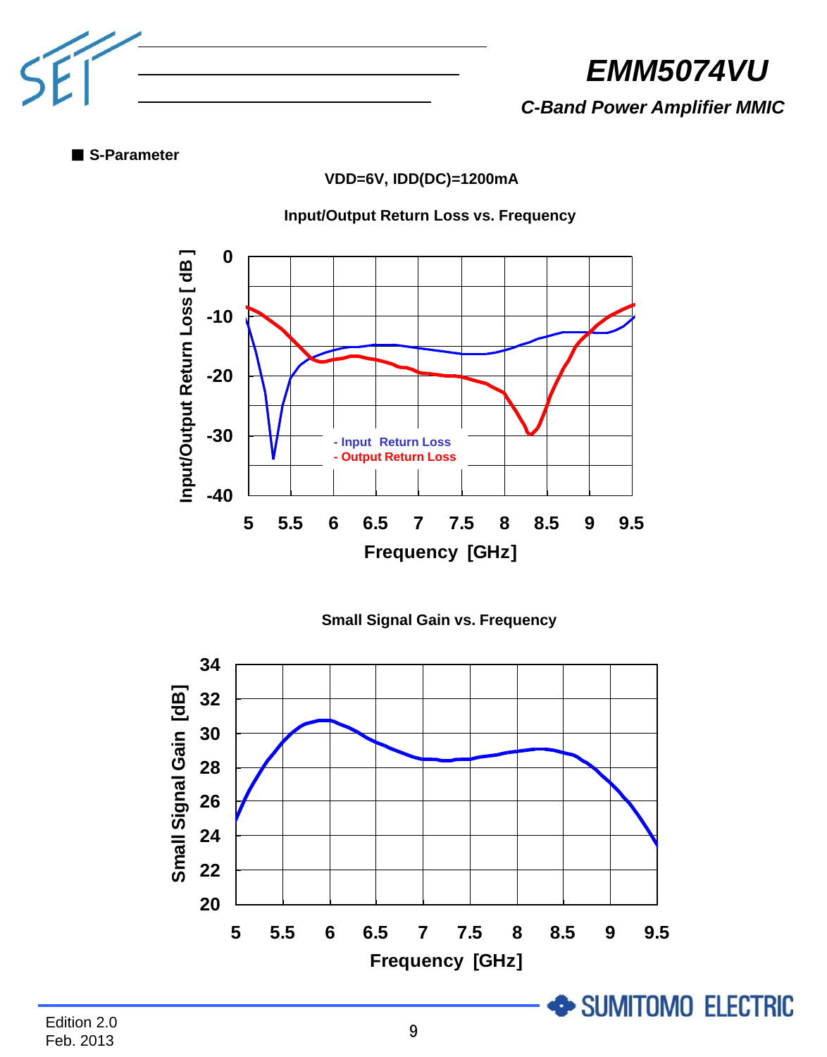■ **S-Parameter**

**VDD=6V, IDD(DC)=1200mA**

**Input/Output Return Loss vs. Frequency**

**Small Signal Gain vs. Frequency**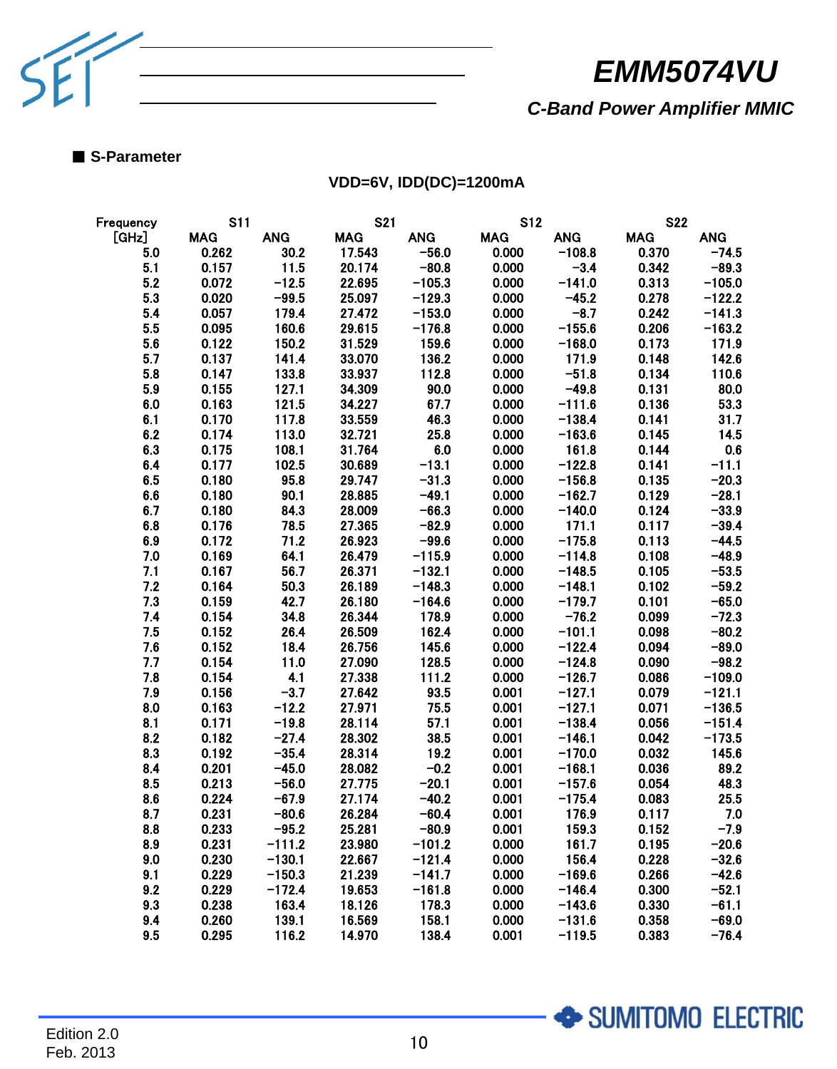■ **S-Parameter**

**VDD=6V, IDD(DC)=1200mA**

| Frequency | S11 | | S21 | | S12 | | S22 | |
|---|---|---|---|---|---|---|---|---|
| [GHz] | MAG | ANG | MAG | ANG | MAG | ANG | MAG | ANG |
| 5.0 | 0.262 | 30.2 | 17.543 | −56.0 | 0.000 | −108.8 | 0.370 | −74.5 |
| 5.1 | 0.157 | 11.5 | 20.174 | −80.8 | 0.000 | −3.4 | 0.342 | −89.3 |
| 5.2 | 0.072 | −12.5 | 22.695 | −105.3 | 0.000 | −141.0 | 0.313 | −105.0 |
| 5.3 | 0.020 | −99.5 | 25.097 | −129.3 | 0.000 | −45.2 | 0.278 | −122.2 |
| 5.4 | 0.057 | 179.4 | 27.472 | −153.0 | 0.000 | −8.7 | 0.242 | −141.3 |
| 5.5 | 0.095 | 160.6 | 29.615 | −176.8 | 0.000 | −155.6 | 0.206 | −163.2 |
| 5.6 | 0.122 | 150.2 | 31.529 | 159.6 | 0.000 | −168.0 | 0.173 | 171.9 |
| 5.7 | 0.137 | 141.4 | 33.070 | 136.2 | 0.000 | 171.9 | 0.148 | 142.6 |
| 5.8 | 0.147 | 133.8 | 33.937 | 112.8 | 0.000 | −51.8 | 0.134 | 110.6 |
| 5.9 | 0.155 | 127.1 | 34.309 | 90.0 | 0.000 | −49.8 | 0.131 | 80.0 |
| 6.0 | 0.163 | 121.5 | 34.227 | 67.7 | 0.000 | −111.6 | 0.136 | 53.3 |
| 6.1 | 0.170 | 117.8 | 33.559 | 46.3 | 0.000 | −138.4 | 0.141 | 31.7 |
| 6.2 | 0.174 | 113.0 | 32.721 | 25.8 | 0.000 | −163.6 | 0.145 | 14.5 |
| 6.3 | 0.175 | 108.1 | 31.764 | 6.0 | 0.000 | 161.8 | 0.144 | 0.6 |
| 6.4 | 0.177 | 102.5 | 30.689 | −13.1 | 0.000 | −122.8 | 0.141 | −11.1 |
| 6.5 | 0.180 | 95.8 | 29.747 | −31.3 | 0.000 | −156.8 | 0.135 | −20.3 |
| 6.6 | 0.180 | 90.1 | 28.885 | −49.1 | 0.000 | −162.7 | 0.129 | −28.1 |
| 6.7 | 0.180 | 84.3 | 28.009 | −66.3 | 0.000 | −140.0 | 0.124 | −33.9 |
| 6.8 | 0.176 | 78.5 | 27.365 | −82.9 | 0.000 | 171.1 | 0.117 | −39.4 |
| 6.9 | 0.172 | 71.2 | 26.923 | −99.6 | 0.000 | −175.8 | 0.113 | −44.5 |
| 7.0 | 0.169 | 64.1 | 26.479 | −115.9 | 0.000 | −114.8 | 0.108 | −48.9 |
| 7.1 | 0.167 | 56.7 | 26.371 | −132.1 | 0.000 | −148.5 | 0.105 | −53.5 |
| 7.2 | 0.164 | 50.3 | 26.189 | −148.3 | 0.000 | −148.1 | 0.102 | −59.2 |
| 7.3 | 0.159 | 42.7 | 26.180 | −164.6 | 0.000 | −179.7 | 0.101 | −65.0 |
| 7.4 | 0.154 | 34.8 | 26.344 | 178.9 | 0.000 | −76.2 | 0.099 | −72.3 |
| 7.5 | 0.152 | 26.4 | 26.509 | 162.4 | 0.000 | −101.1 | 0.098 | −80.2 |
| 7.6 | 0.152 | 18.4 | 26.756 | 145.6 | 0.000 | −122.4 | 0.094 | −89.0 |
| 7.7 | 0.154 | 11.0 | 27.090 | 128.5 | 0.000 | −124.8 | 0.090 | −98.2 |
| 7.8 | 0.154 | 4.1 | 27.338 | 111.2 | 0.000 | −126.7 | 0.086 | −109.0 |
| 7.9 | 0.156 | −3.7 | 27.642 | 93.5 | 0.001 | −127.1 | 0.079 | −121.1 |
| 8.0 | 0.163 | −12.2 | 27.971 | 75.5 | 0.001 | −127.1 | 0.071 | −136.5 |
| 8.1 | 0.171 | −19.8 | 28.114 | 57.1 | 0.001 | −138.4 | 0.056 | −151.4 |
| 8.2 | 0.182 | −27.4 | 28.302 | 38.5 | 0.001 | −146.1 | 0.042 | −173.5 |
| 8.3 | 0.192 | −35.4 | 28.314 | 19.2 | 0.001 | −170.0 | 0.032 | 145.6 |
| 8.4 | 0.201 | −45.0 | 28.082 | −0.2 | 0.001 | −168.1 | 0.036 | 89.2 |
| 8.5 | 0.213 | −56.0 | 27.775 | −20.1 | 0.001 | −157.6 | 0.054 | 48.3 |
| 8.6 | 0.224 | −67.9 | 27.174 | −40.2 | 0.001 | −175.4 | 0.083 | 25.5 |
| 8.7 | 0.231 | −80.6 | 26.284 | −60.4 | 0.001 | 176.9 | 0.117 | 7.0 |
| 8.8 | 0.233 | −95.2 | 25.281 | −80.9 | 0.001 | 159.3 | 0.152 | −7.9 |
| 8.9 | 0.231 | −111.2 | 23.980 | −101.2 | 0.000 | 161.7 | 0.195 | −20.6 |
| 9.0 | 0.230 | −130.1 | 22.667 | −121.4 | 0.000 | 156.4 | 0.228 | −32.6 |
| 9.1 | 0.229 | −150.3 | 21.239 | −141.7 | 0.000 | −169.6 | 0.266 | −42.6 |
| 9.2 | 0.229 | −172.4 | 19.653 | −161.8 | 0.000 | −146.4 | 0.300 | −52.1 |
| 9.3 | 0.238 | 163.4 | 18.126 | 178.3 | 0.000 | −143.6 | 0.330 | −61.1 |
| 9.4 | 0.260 | 139.1 | 16.569 | 158.1 | 0.000 | −131.6 | 0.358 | −69.0 |
| 9.5 | 0.295 | 116.2 | 14.970 | 138.4 | 0.001 | −119.5 | 0.383 | −76.4 |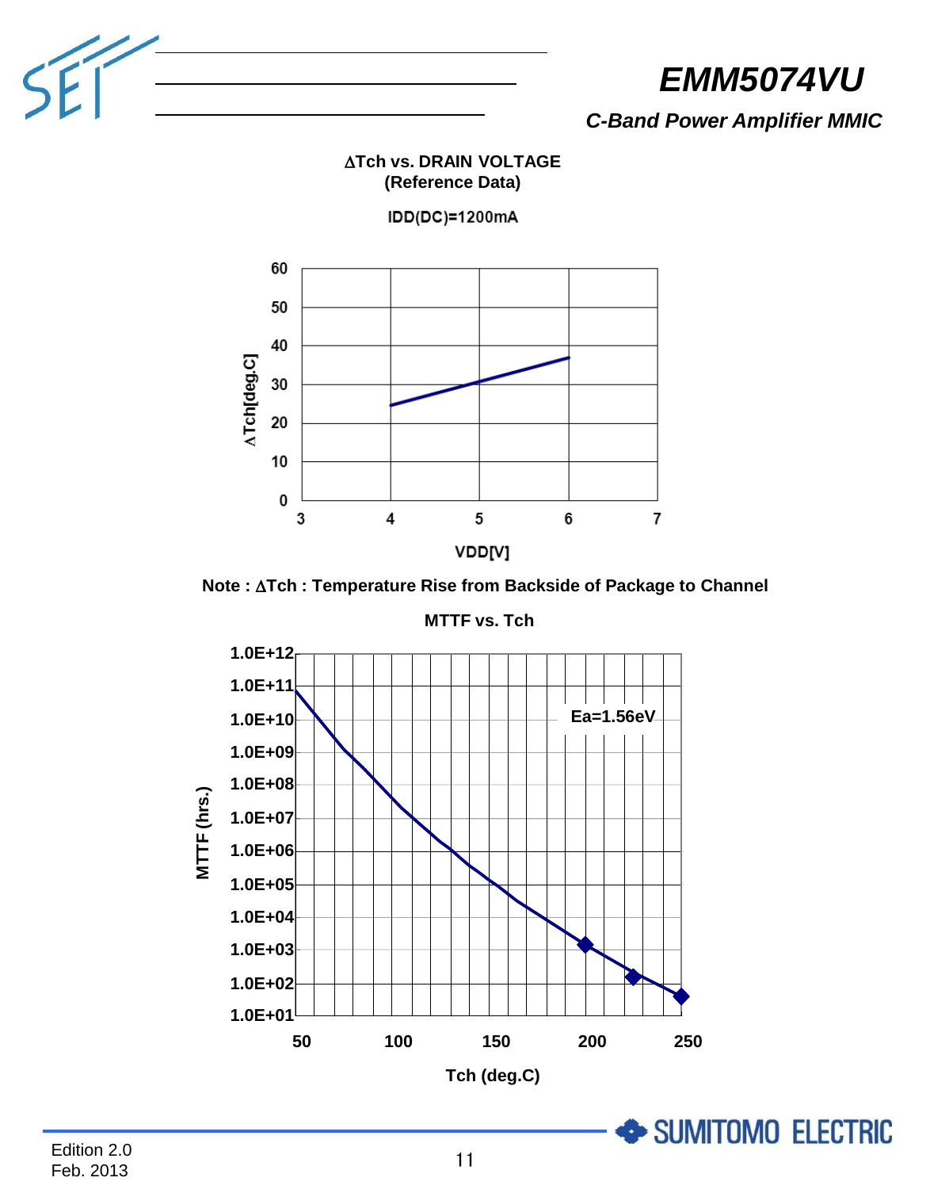**ΔTch vs. DRAIN VOLTAGE**
**(Reference Data)**

IDD(DC)=1200mA

**Note : ΔTch : Temperature Rise from Backside of Package to Channel**

**MTTF vs. Tch**

Ea=1.56eV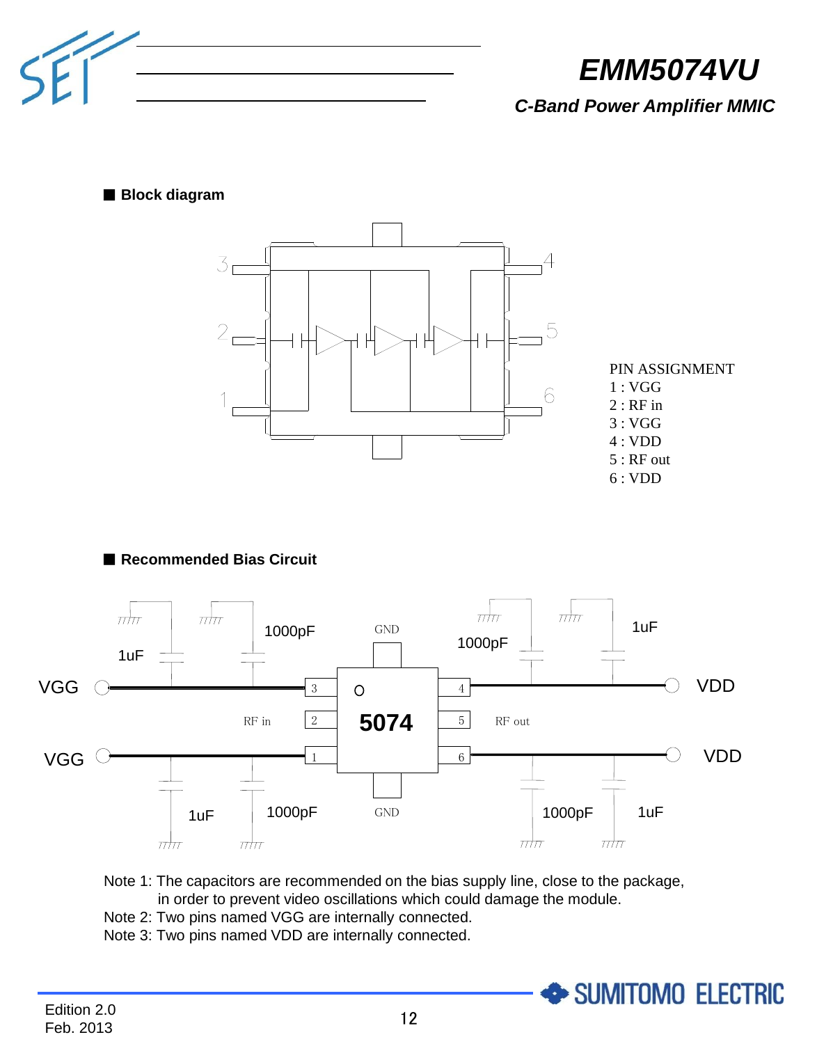## Block diagram

PIN ASSIGNMENT
1 : VGG
2 : RF in
3 : VGG
4 : VDD
5 : RF out
6 : VDD

## Recommended Bias Circuit

Note 1: The capacitors are recommended on the bias supply line, close to the package, in order to prevent video oscillations which could damage the module.
Note 2: Two pins named VGG are internally connected.
Note 3: Two pins named VDD are internally connected.

Edition 2.0
Feb. 2013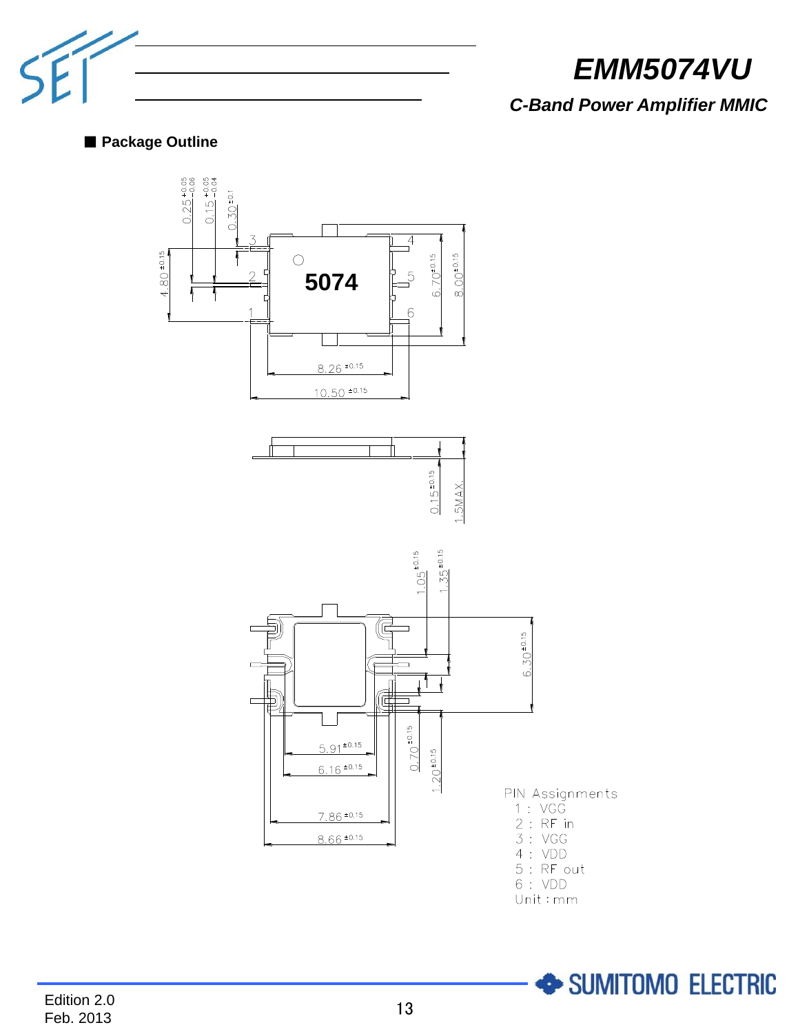# EMM5074VU

*C-Band Power Amplifier MMIC*

■ **Package Outline**

PIN Assignments
1 : VGG
2 : RF in
3 : VGG
4 : VDD
5 : RF out
6 : VDD
Unit : mm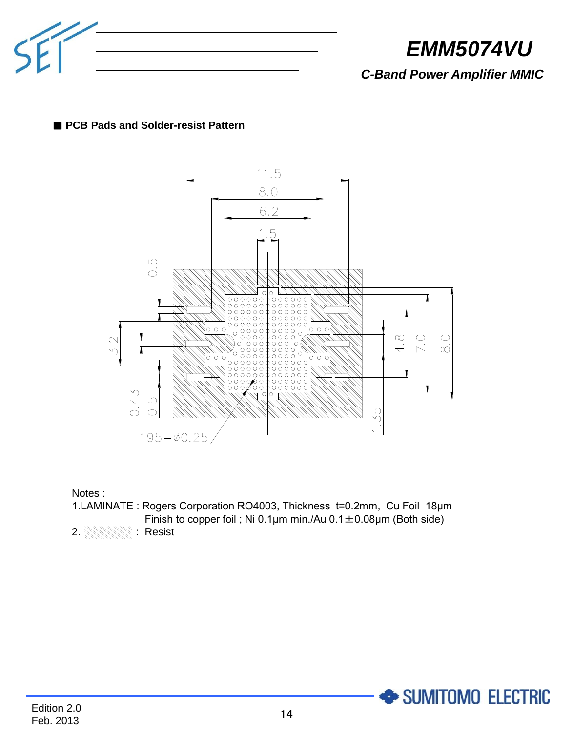## ■ PCB Pads and Solder-resist Pattern

11.5

8.0

6.2

1.5

0.5

3.2

0.43

0.5

195−ø0.25

4.8

7.0

8.0

1.35

Notes :

1.LAMINATE : Rogers Corporation RO4003, Thickness t=0.2mm, Cu Foil 18μm
Finish to copper foil ; Ni 0.1μm min./Au 0.1±0.08μm (Both side)

2. [hatched pattern] : Resist

Edition 2.0
Feb. 2013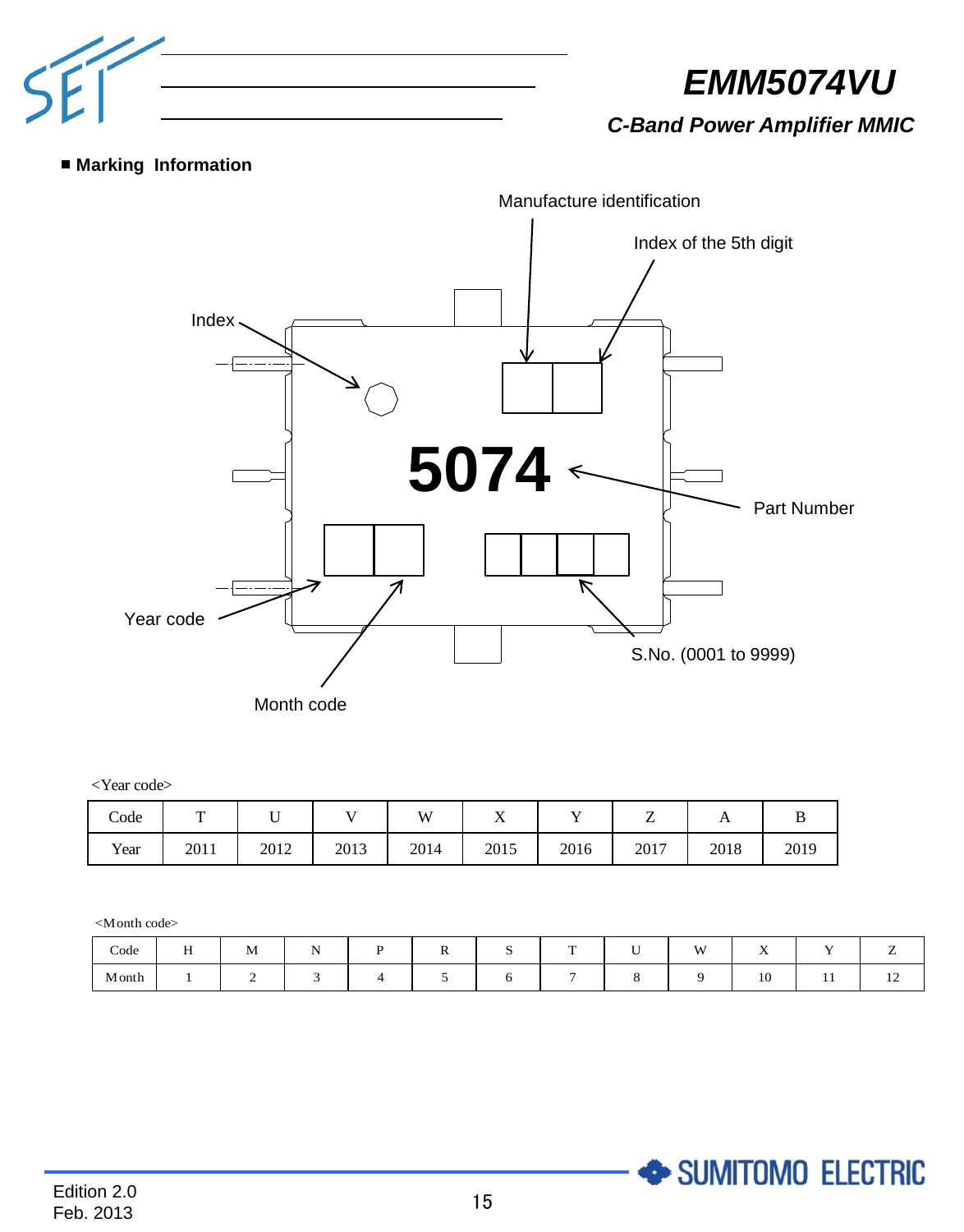## ■ Marking Information

Manufacture identification

Index of the 5th digit

Index

5074

Part Number

Year code

Month code

S.No. (0001 to 9999)

<Year code>

| Code | T | U | V | W | X | Y | Z | A | B |
|---|---|---|---|---|---|---|---|---|---|
| Year | 2011 | 2012 | 2013 | 2014 | 2015 | 2016 | 2017 | 2018 | 2019 |

<Month code>

| Code | H | M | N | P | R | S | T | U | W | X | Y | Z |
|---|---|---|---|---|---|---|---|---|---|---|---|---|
| Month | 1 | 2 | 3 | 4 | 5 | 6 | 7 | 8 | 9 | 10 | 11 | 12 |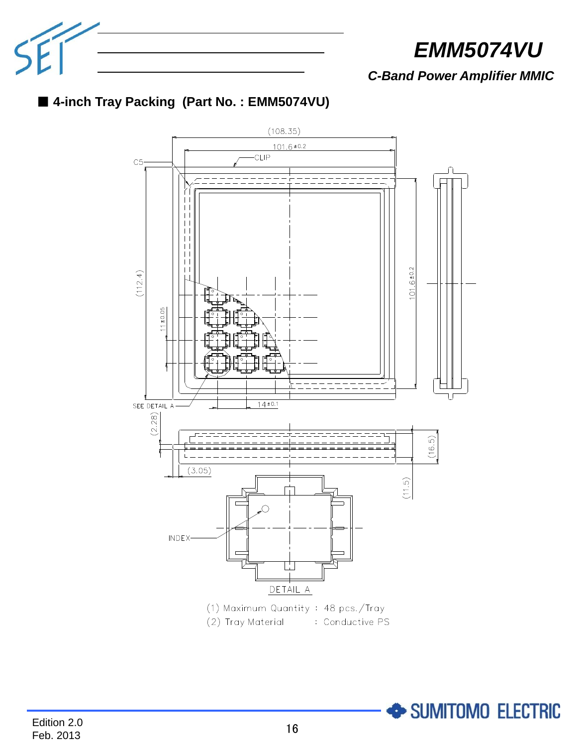## ■ 4-inch Tray Packing (Part No. : EMM5074VU)

(1) Maximum Quantity : 48 pcs./Tray

(2) Tray Material : Conductive PS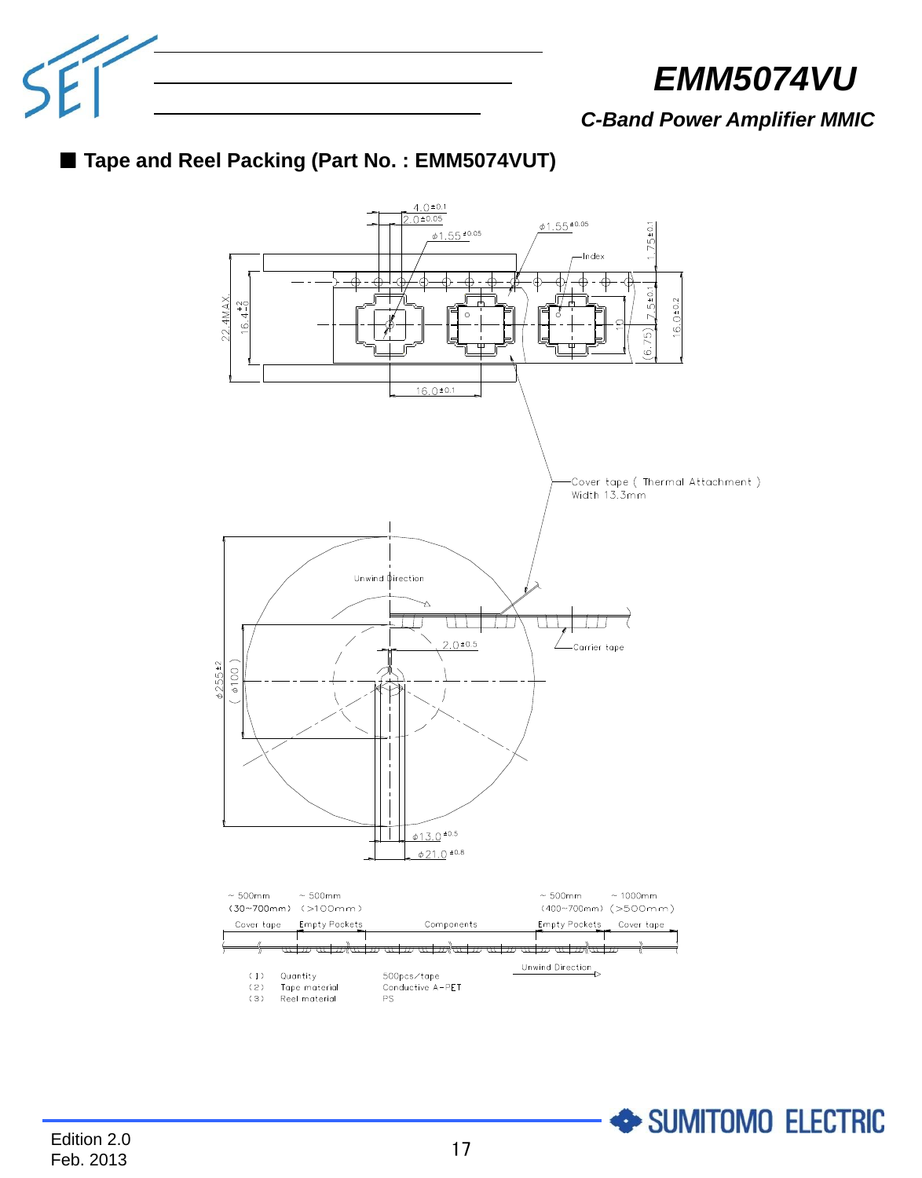# EMM5074VU

*C-Band Power Amplifier MMIC*

## ■ Tape and Reel Packing (Part No. : EMM5074VUT)

4.0±0.1
2.0±0.05
φ1.55±0.05
φ1.55±0.05
1.75±0.1
Index
22.4MAX.
16.4 +2/-0
7.5±0.1
16.0±0.2
10
(6.75)
16.0±0.1

Cover tape ( Thermal Attachment )
Width 13.3mm

Unwind Direction
2.0±0.5
Carrier tape
φ255±2
( φ100 )
φ13.0±0.5
φ21.0±0.8

| ~ 500mm (30~700mm) | ~ 500mm (>100mm) | | ~ 500mm (400~700mm) | ~ 1000mm (>500mm) |
|---|---|---|---|---|
| Cover tape | Empty Pockets | Components | Empty Pockets | Cover tape |

Unwind Direction

| | | |
|---|---|---|
| (1) | Quantity | 500pcs/tape |
| (2) | Tape material | Conductive A-PET |
| (3) | Reel material | PS |

Edition 2.0
Feb. 2013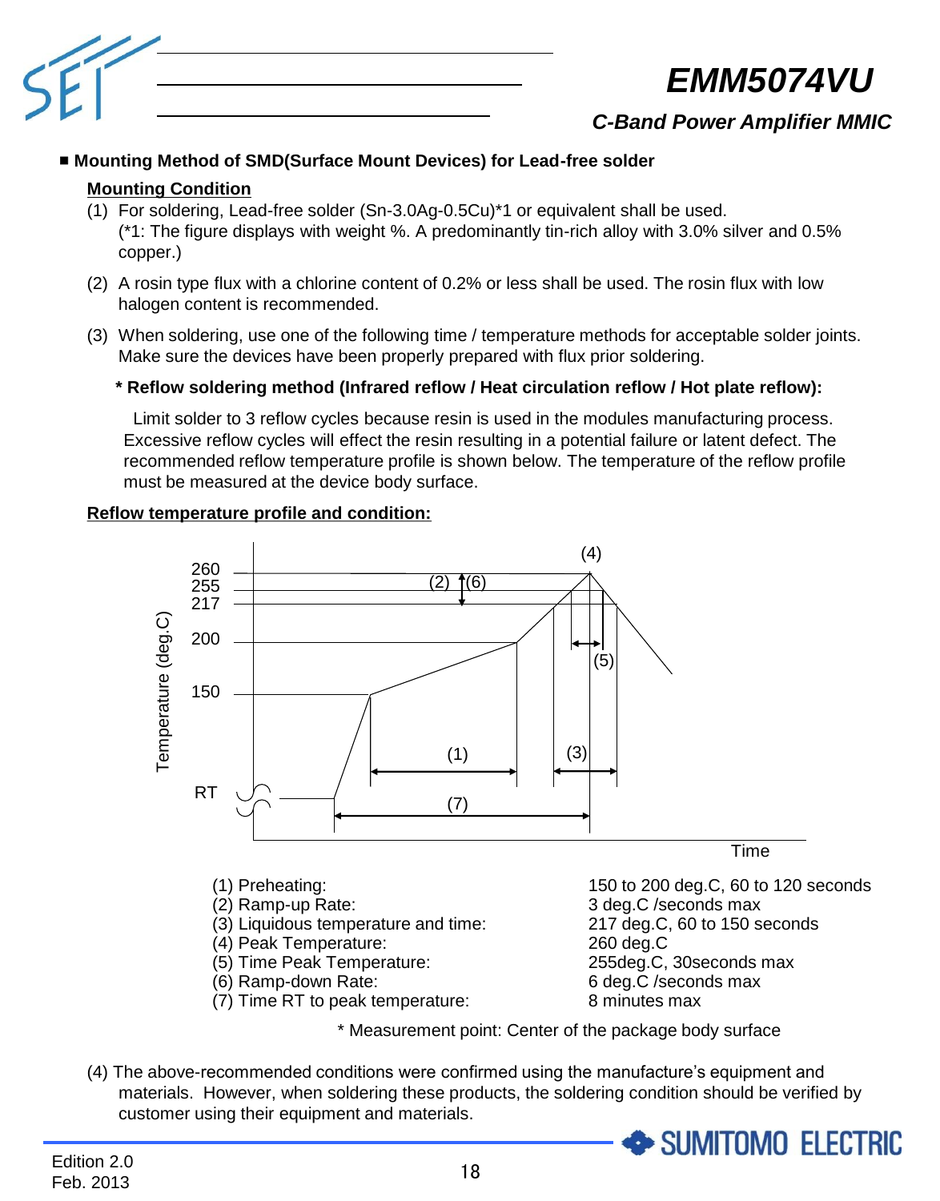■ **Mounting Method of SMD(Surface Mount Devices) for Lead-free solder**

**Mounting Condition**

(1) For soldering, Lead-free solder (Sn-3.0Ag-0.5Cu)*1 or equivalent shall be used.
(*1: The figure displays with weight %. A predominantly tin-rich alloy with 3.0% silver and 0.5% copper.)

(2) A rosin type flux with a chlorine content of 0.2% or less shall be used. The rosin flux with low halogen content is recommended.

(3) When soldering, use one of the following time / temperature methods for acceptable solder joints. Make sure the devices have been properly prepared with flux prior soldering.

**\* Reflow soldering method (Infrared reflow / Heat circulation reflow / Hot plate reflow):**

Limit solder to 3 reflow cycles because resin is used in the modules manufacturing process. Excessive reflow cycles will effect the resin resulting in a potential failure or latent defect. The recommended reflow temperature profile is shown below. The temperature of the reflow profile must be measured at the device body surface.

**Reflow temperature profile and condition:**

| | |
|---|---|
| (1) Preheating: | 150 to 200 deg.C, 60 to 120 seconds |
| (2) Ramp-up Rate: | 3 deg.C /seconds max |
| (3) Liquidous temperature and time: | 217 deg.C, 60 to 150 seconds |
| (4) Peak Temperature: | 260 deg.C |
| (5) Time Peak Temperature: | 255deg.C, 30seconds max |
| (6) Ramp-down Rate: | 6 deg.C /seconds max |
| (7) Time RT to peak temperature: | 8 minutes max |

\* Measurement point: Center of the package body surface

(4) The above-recommended conditions were confirmed using the manufacture's equipment and materials. However, when soldering these products, the soldering condition should be verified by customer using their equipment and materials.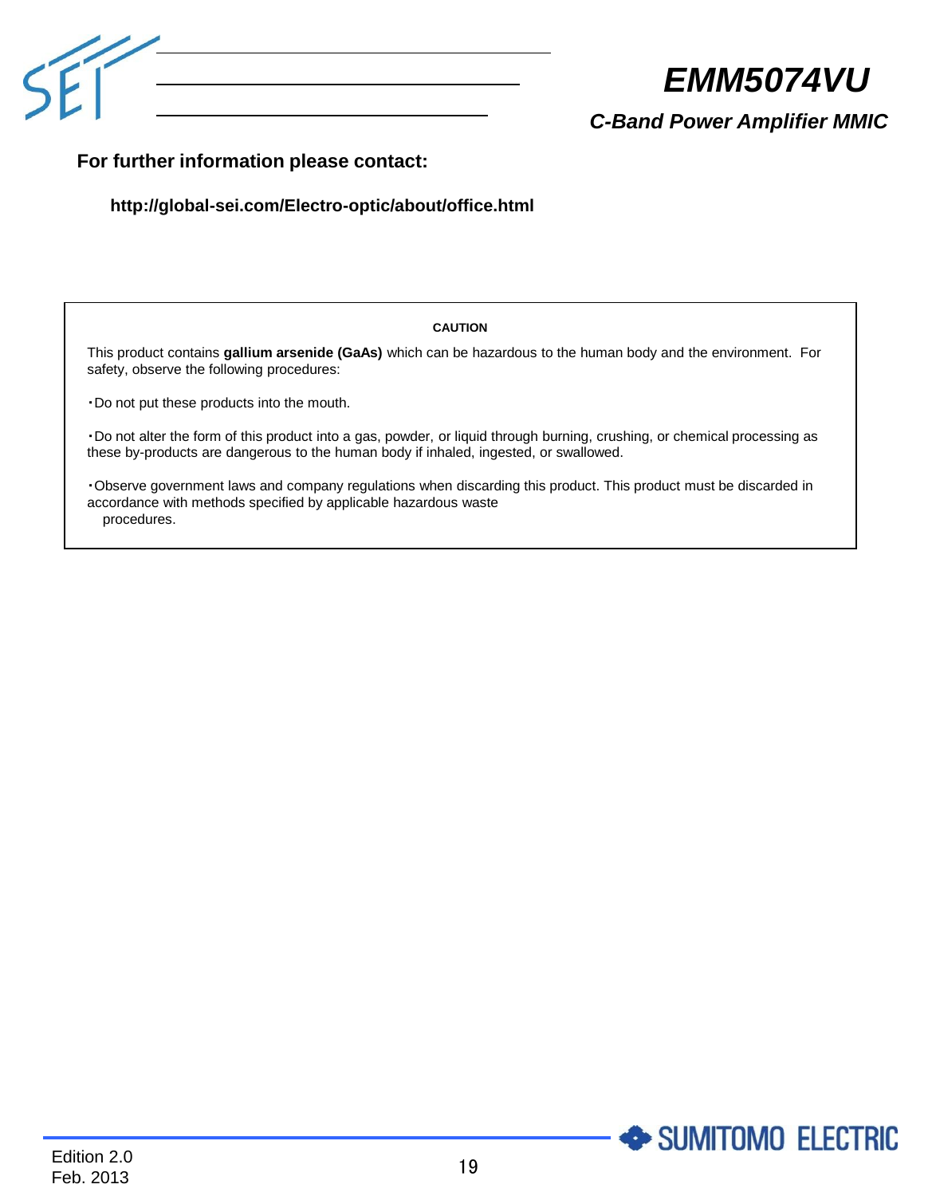**For further information please contact:**

**http://global-sei.com/Electro-optic/about/office.html**

**CAUTION**

This product contains **gallium arsenide (GaAs)** which can be hazardous to the human body and the environment. For safety, observe the following procedures:

・Do not put these products into the mouth.

・Do not alter the form of this product into a gas, powder, or liquid through burning, crushing, or chemical processing as these by-products are dangerous to the human body if inhaled, ingested, or swallowed.

・Observe government laws and company regulations when discarding this product. This product must be discarded in accordance with methods specified by applicable hazardous waste procedures.